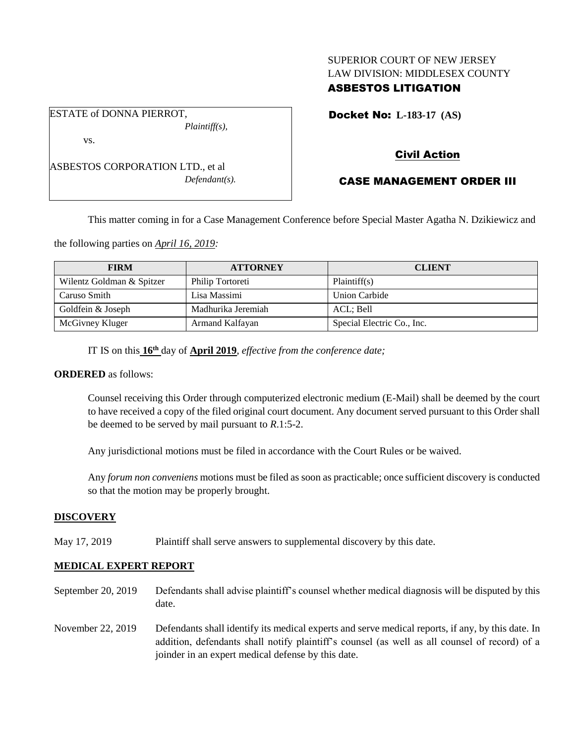SUPERIOR COURT OF NEW JERSEY
LAW DIVISION: MIDDLESEX COUNTY
**ASBESTOS LITIGATION**

ESTATE of DONNA PIERROT,
*Plaintiff(s),*

vs.

ASBESTOS CORPORATION LTD., et al
*Defendant(s).*

**Docket No: L-183-17 (AS)**

**Civil Action**

**CASE MANAGEMENT ORDER III**

This matter coming in for a Case Management Conference before Special Master Agatha N. Dzikiewicz and the following parties on *April 16, 2019:*

| FIRM | ATTORNEY | CLIENT |
|---|---|---|
| Wilentz Goldman & Spitzer | Philip Tortoreti | Plaintiff(s) |
| Caruso Smith | Lisa Massimi | Union Carbide |
| Goldfein & Joseph | Madhurika Jeremiah | ACL; Bell |
| McGivney Kluger | Armand Kalfayan | Special Electric Co., Inc. |

IT IS on this **16th** day of **April 2019**, *effective from the conference date;*

**ORDERED** as follows:

Counsel receiving this Order through computerized electronic medium (E-Mail) shall be deemed by the court to have received a copy of the filed original court document. Any document served pursuant to this Order shall be deemed to be served by mail pursuant to *R*.1:5-2.

Any jurisdictional motions must be filed in accordance with the Court Rules or be waived.

Any *forum non conveniens* motions must be filed as soon as practicable; once sufficient discovery is conducted so that the motion may be properly brought.

**DISCOVERY**

May 17, 2019 Plaintiff shall serve answers to supplemental discovery by this date.

**MEDICAL EXPERT REPORT**

September 20, 2019 Defendants shall advise plaintiff's counsel whether medical diagnosis will be disputed by this date.

November 22, 2019 Defendants shall identify its medical experts and serve medical reports, if any, by this date. In addition, defendants shall notify plaintiff's counsel (as well as all counsel of record) of a joinder in an expert medical defense by this date.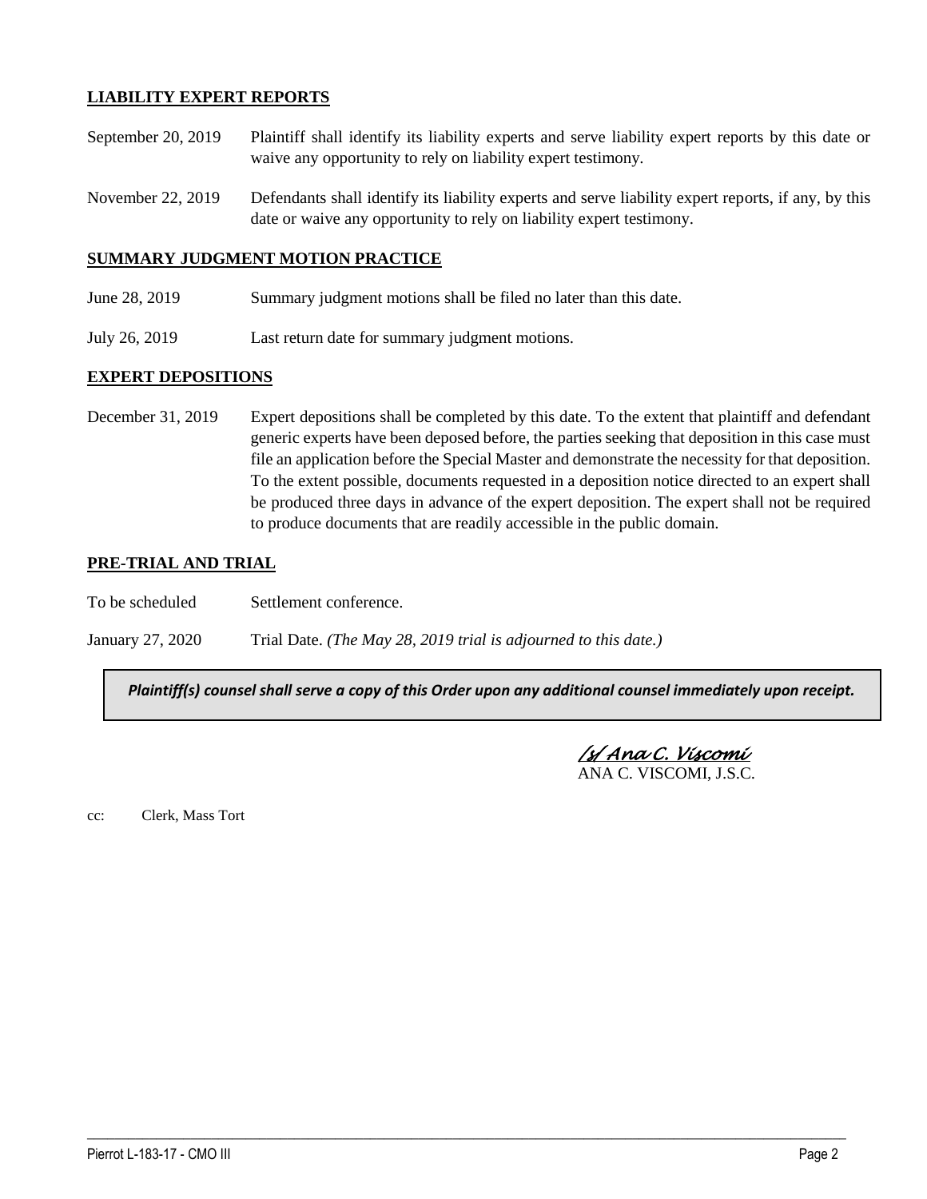**LIABILITY EXPERT REPORTS**

| | |
|---|---|
| September 20, 2019 | Plaintiff shall identify its liability experts and serve liability expert reports by this date or waive any opportunity to rely on liability expert testimony. |
| November 22, 2019 | Defendants shall identify its liability experts and serve liability expert reports, if any, by this date or waive any opportunity to rely on liability expert testimony. |

**SUMMARY JUDGMENT MOTION PRACTICE**

| | |
|---|---|
| June 28, 2019 | Summary judgment motions shall be filed no later than this date. |
| July 26, 2019 | Last return date for summary judgment motions. |

**EXPERT DEPOSITIONS**

| | |
|---|---|
| December 31, 2019 | Expert depositions shall be completed by this date. To the extent that plaintiff and defendant generic experts have been deposed before, the parties seeking that deposition in this case must file an application before the Special Master and demonstrate the necessity for that deposition. To the extent possible, documents requested in a deposition notice directed to an expert shall be produced three days in advance of the expert deposition. The expert shall not be required to produce documents that are readily accessible in the public domain. |

**PRE-TRIAL AND TRIAL**

| | |
|---|---|
| To be scheduled | Settlement conference. |
| January 27, 2020 | Trial Date. *(The May 28, 2019 trial is adjourned to this date.)* |

***Plaintiff(s) counsel shall serve a copy of this Order upon any additional counsel immediately upon receipt.***

/s/ Ana C. Viscomi
ANA C. VISCOMI, J.S.C.

cc: Clerk, Mass Tort